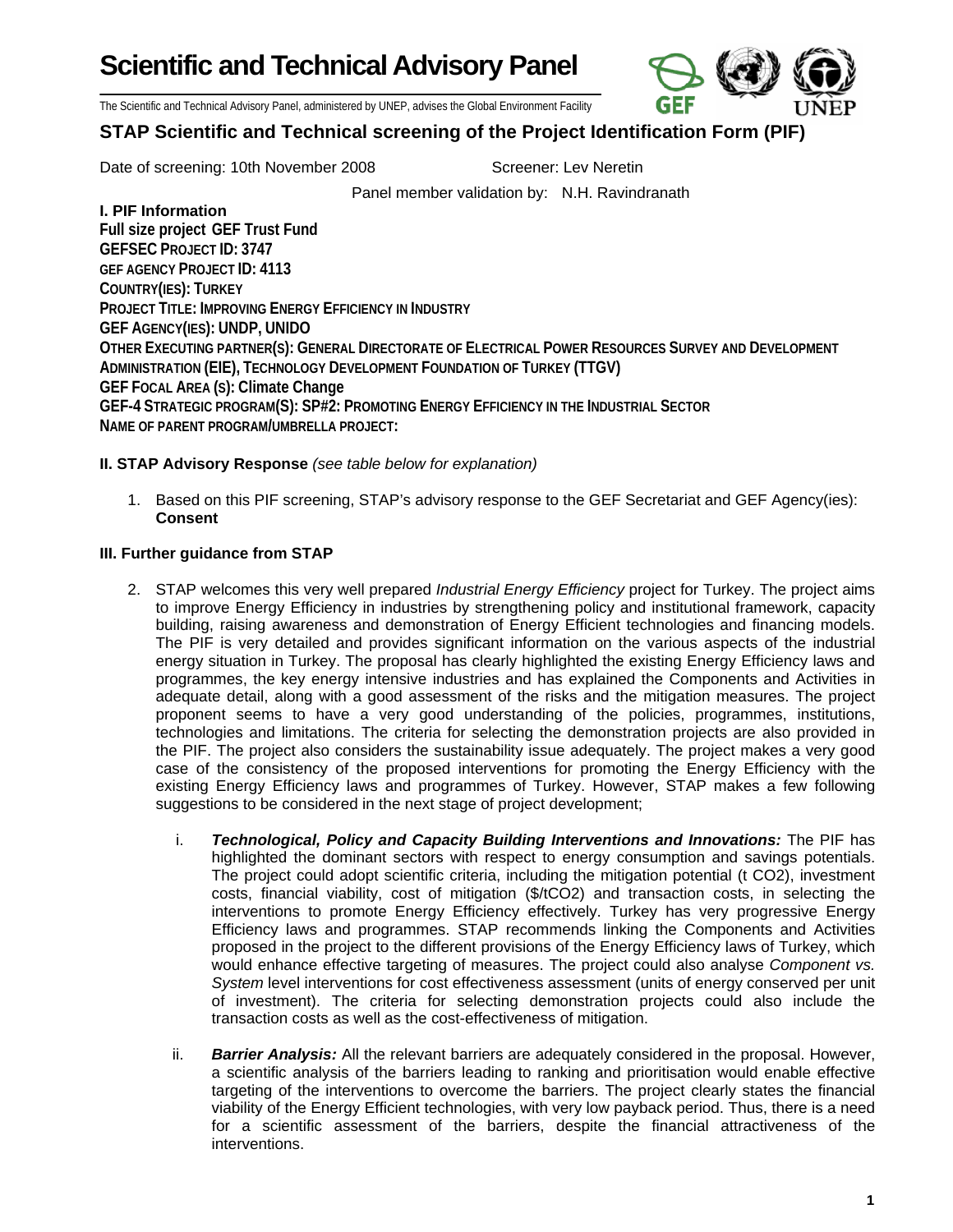# Scientific and Technical Advisory Panel

The Scientific and Technical Advisory Panel, administered by UNEP, advises the Global Environment Facility

## STAP Scientific and Technical screening of the Project Identification Form (PIF)

Date of screening: 10th November 2008 Screener: Lev Neretin

Panel member validation by: N.H. Ravindranath

**I. PIF Information**
**Full size project GEF Trust Fund**
**GEFSEC PROJECT ID: 3747**
**GEF AGENCY PROJECT ID: 4113**
**COUNTRY(IES): TURKEY**
**PROJECT TITLE: IMPROVING ENERGY EFFICIENCY IN INDUSTRY**
**GEF AGENCY(IES): UNDP, UNIDO**
**OTHER EXECUTING PARTNER(S): GENERAL DIRECTORATE OF ELECTRICAL POWER RESOURCES SURVEY AND DEVELOPMENT ADMINISTRATION (EIE), TECHNOLOGY DEVELOPMENT FOUNDATION OF TURKEY (TTGV)**
**GEF FOCAL AREA (S): Climate Change**
**GEF-4 STRATEGIC PROGRAM(S): SP#2: PROMOTING ENERGY EFFICIENCY IN THE INDUSTRIAL SECTOR**
**NAME OF PARENT PROGRAM/UMBRELLA PROJECT:**

**II. STAP Advisory Response** *(see table below for explanation)*

1. Based on this PIF screening, STAP's advisory response to the GEF Secretariat and GEF Agency(ies): **Consent**

**III. Further guidance from STAP**

2. STAP welcomes this very well prepared *Industrial Energy Efficiency* project for Turkey. The project aims to improve Energy Efficiency in industries by strengthening policy and institutional framework, capacity building, raising awareness and demonstration of Energy Efficient technologies and financing models. The PIF is very detailed and provides significant information on the various aspects of the industrial energy situation in Turkey. The proposal has clearly highlighted the existing Energy Efficiency laws and programmes, the key energy intensive industries and has explained the Components and Activities in adequate detail, along with a good assessment of the risks and the mitigation measures. The project proponent seems to have a very good understanding of the policies, programmes, institutions, technologies and limitations. The criteria for selecting the demonstration projects are also provided in the PIF. The project also considers the sustainability issue adequately. The project makes a very good case of the consistency of the proposed interventions for promoting the Energy Efficiency with the existing Energy Efficiency laws and programmes of Turkey. However, STAP makes a few following suggestions to be considered in the next stage of project development;

   i. ***Technological, Policy and Capacity Building Interventions and Innovations:*** The PIF has highlighted the dominant sectors with respect to energy consumption and savings potentials. The project could adopt scientific criteria, including the mitigation potential (t CO2), investment costs, financial viability, cost of mitigation ($/tCO2) and transaction costs, in selecting the interventions to promote Energy Efficiency effectively. Turkey has very progressive Energy Efficiency laws and programmes. STAP recommends linking the Components and Activities proposed in the project to the different provisions of the Energy Efficiency laws of Turkey, which would enhance effective targeting of measures. The project could also analyse *Component vs. System* level interventions for cost effectiveness assessment (units of energy conserved per unit of investment). The criteria for selecting demonstration projects could also include the transaction costs as well as the cost-effectiveness of mitigation.

   ii. ***Barrier Analysis:*** All the relevant barriers are adequately considered in the proposal. However, a scientific analysis of the barriers leading to ranking and prioritisation would enable effective targeting of the interventions to overcome the barriers. The project clearly states the financial viability of the Energy Efficient technologies, with very low payback period. Thus, there is a need for a scientific assessment of the barriers, despite the financial attractiveness of the interventions.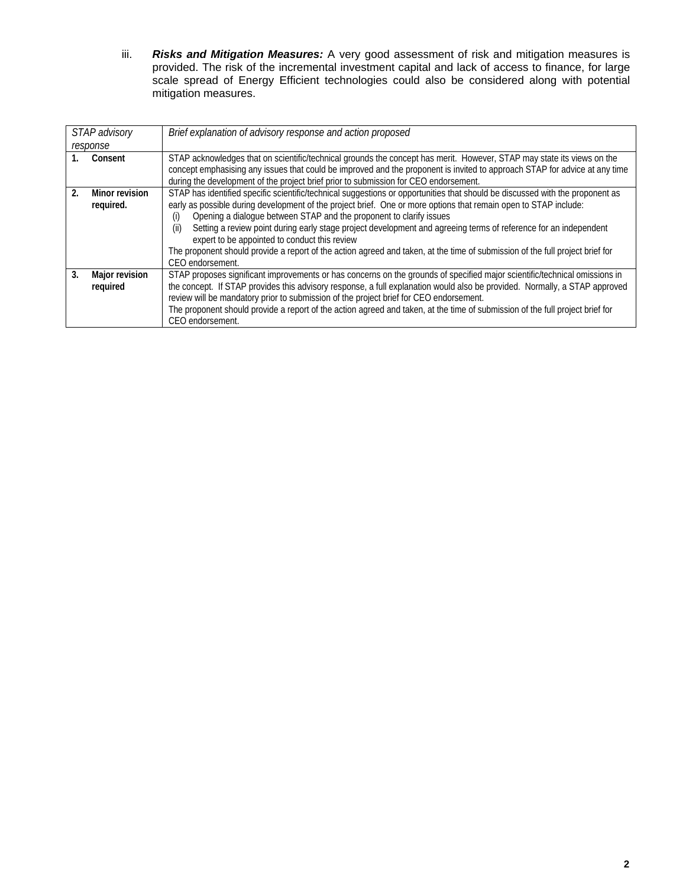iii. ***Risks and Mitigation Measures:*** A very good assessment of risk and mitigation measures is provided. The risk of the incremental investment capital and lack of access to finance, for large scale spread of Energy Efficient technologies could also be considered along with potential mitigation measures.

| *STAP advisory response* | *Brief explanation of advisory response and action proposed* |
|---|---|
| **1. Consent** | STAP acknowledges that on scientific/technical grounds the concept has merit. However, STAP may state its views on the concept emphasising any issues that could be improved and the proponent is invited to approach STAP for advice at any time during the development of the project brief prior to submission for CEO endorsement. |
| **2. Minor revision required.** | STAP has identified specific scientific/technical suggestions or opportunities that should be discussed with the proponent as early as possible during development of the project brief. One or more options that remain open to STAP include: (i) Opening a dialogue between STAP and the proponent to clarify issues (ii) Setting a review point during early stage project development and agreeing terms of reference for an independent expert to be appointed to conduct this review The proponent should provide a report of the action agreed and taken, at the time of submission of the full project brief for CEO endorsement. |
| **3. Major revision required** | STAP proposes significant improvements or has concerns on the grounds of specified major scientific/technical omissions in the concept. If STAP provides this advisory response, a full explanation would also be provided. Normally, a STAP approved review will be mandatory prior to submission of the project brief for CEO endorsement. The proponent should provide a report of the action agreed and taken, at the time of submission of the full project brief for CEO endorsement. |